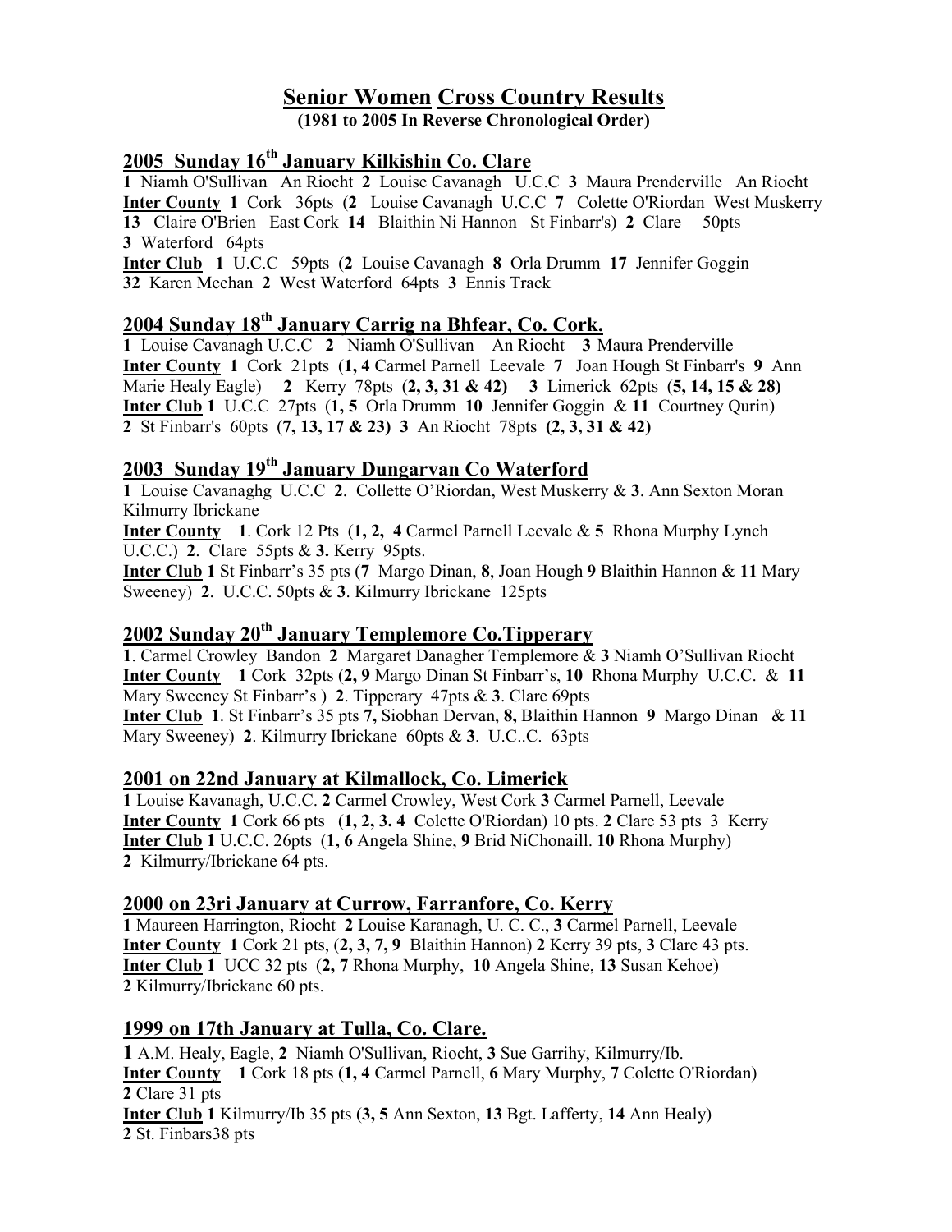# Senior Women Cross Country Results

**(1981 to 2005 In Reverse Chronological Order)**

## 2005 Sunday 16th January Kilkishin Co. Clare

**1** Niamh O'Sullivan An Riocht **2** Louise Cavanagh U.C.C **3** Maura Prenderville An Riocht
**Inter County** **1** Cork 36pts (**2** Louise Cavanagh U.C.C **7** Colette O'Riordan West Muskerry **13** Claire O'Brien East Cork **14** Blaithin Ni Hannon St Finbarr's) **2** Clare 50pts **3** Waterford 64pts
**Inter Club** **1** U.C.C 59pts (**2** Louise Cavanagh **8** Orla Drumm **17** Jennifer Goggin **32** Karen Meehan **2** West Waterford 64pts **3** Ennis Track

## 2004 Sunday 18th January Carrig na Bhfear, Co. Cork.

**1** Louise Cavanagh U.C.C **2** Niamh O'Sullivan An Riocht **3** Maura Prenderville
**Inter County** **1** Cork 21pts (**1, 4** Carmel Parnell Leevale **7** Joan Hough St Finbarr's **9** Ann Marie Healy Eagle) **2** Kerry 78pts (**2, 3, 31 & 42)** **3** Limerick 62pts (**5, 14, 15 & 28)**
**Inter Club** **1** U.C.C 27pts (**1, 5** Orla Drumm **10** Jennifer Goggin & **11** Courtney Qurin)
**2** St Finbarr's 60pts (**7, 13, 17 & 23)** **3** An Riocht 78pts **(2, 3, 31 & 42)**

## 2003 Sunday 19th January Dungarvan Co Waterford

**1** Louise Cavanaghg U.C.C **2**. Collette O'Riordan, West Muskerry & **3**. Ann Sexton Moran Kilmurry Ibrickane
**Inter County** **1**. Cork 12 Pts (**1, 2, 4** Carmel Parnell Leevale & **5** Rhona Murphy Lynch U.C.C.) **2**. Clare 55pts & **3.** Kerry 95pts.
**Inter Club** **1** St Finbarr's 35 pts (**7** Margo Dinan, **8**, Joan Hough **9** Blaithin Hannon & **11** Mary Sweeney) **2**. U.C.C. 50pts & **3**. Kilmurry Ibrickane 125pts

## 2002 Sunday 20th January Templemore Co.Tipperary

**1**. Carmel Crowley Bandon **2** Margaret Danagher Templemore & **3** Niamh O'Sullivan Riocht
**Inter County** **1** Cork 32pts (**2, 9** Margo Dinan St Finbarr's, **10** Rhona Murphy U.C.C. & **11** Mary Sweeney St Finbarr's ) **2**. Tipperary 47pts & **3**. Clare 69pts
**Inter Club** **1**. St Finbarr's 35 pts **7,** Siobhan Dervan, **8,** Blaithin Hannon **9** Margo Dinan & **11** Mary Sweeney) **2**. Kilmurry Ibrickane 60pts & **3**. U.C..C. 63pts

## 2001 on 22nd January at Kilmallock, Co. Limerick

**1** Louise Kavanagh, U.C.C. **2** Carmel Crowley, West Cork **3** Carmel Parnell, Leevale
**Inter County** **1** Cork 66 pts (**1, 2, 3. 4** Colette O'Riordan) 10 pts. **2** Clare 53 pts 3 Kerry
**Inter Club** **1** U.C.C. 26pts (**1, 6** Angela Shine, **9** Brid NiChonaill. **10** Rhona Murphy)
**2** Kilmurry/Ibrickane 64 pts.

## 2000 on 23ri January at Currow, Farranfore, Co. Kerry

**1** Maureen Harrington, Riocht **2** Louise Karanagh, U. C. C., **3** Carmel Parnell, Leevale
**Inter County** **1** Cork 21 pts, (**2, 3, 7, 9** Blaithin Hannon) **2** Kerry 39 pts, **3** Clare 43 pts.
**Inter Club** **1** UCC 32 pts (**2, 7** Rhona Murphy, **10** Angela Shine, **13** Susan Kehoe)
**2** Kilmurry/Ibrickane 60 pts.

## 1999 on 17th January at Tulla, Co. Clare.

**1** A.M. Healy, Eagle, **2** Niamh O'Sullivan, Riocht, **3** Sue Garrihy, Kilmurry/Ib.
**Inter County** **1** Cork 18 pts (**1, 4** Carmel Parnell, **6** Mary Murphy, **7** Colette O'Riordan)
**2** Clare 31 pts
**Inter Club** **1** Kilmurry/Ib 35 pts (**3, 5** Ann Sexton, **13** Bgt. Lafferty, **14** Ann Healy)
**2** St. Finbars38 pts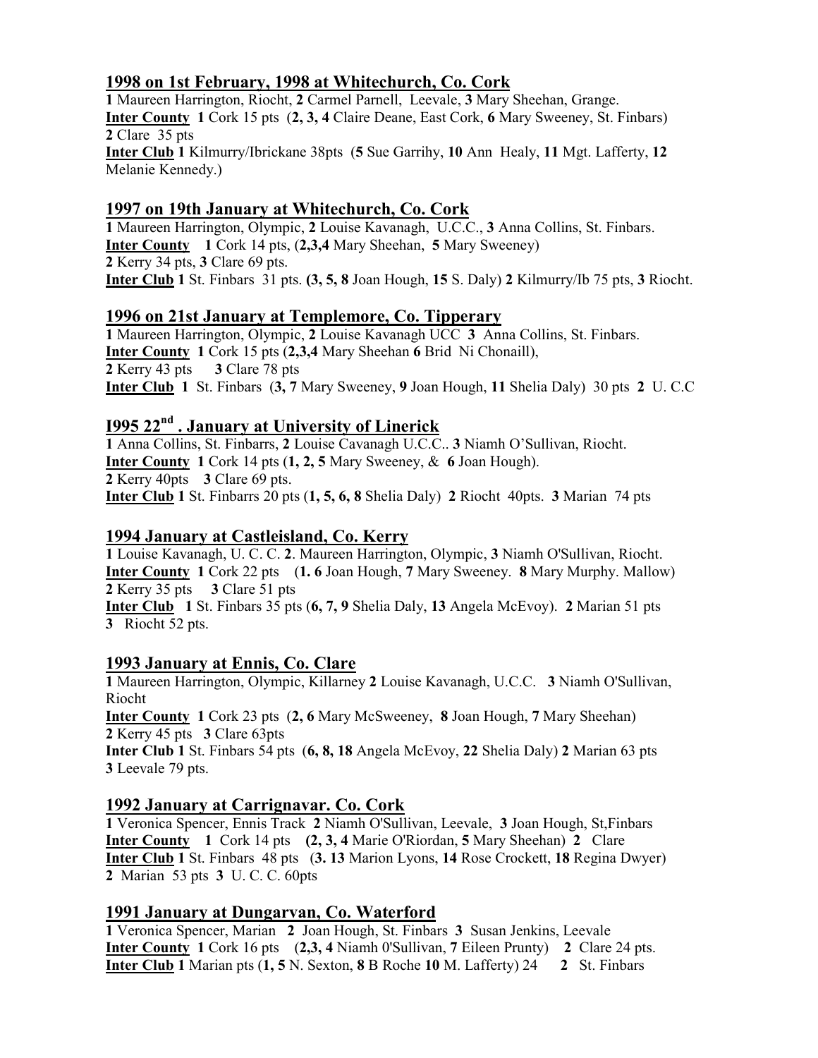## 1998 on 1st February, 1998 at Whitechurch, Co. Cork

**1** Maureen Harrington, Riocht, **2** Carmel Parnell, Leevale, **3** Mary Sheehan, Grange.
**Inter County** **1** Cork 15 pts (**2, 3, 4** Claire Deane, East Cork, **6** Mary Sweeney, St. Finbars)
**2** Clare 35 pts
**Inter Club** **1** Kilmurry/Ibrickane 38pts (**5** Sue Garrihy, **10** Ann Healy, **11** Mgt. Lafferty, **12** Melanie Kennedy.)

## 1997 on 19th January at Whitechurch, Co. Cork

**1** Maureen Harrington, Olympic, **2** Louise Kavanagh, U.C.C., **3** Anna Collins, St. Finbars.
**Inter County** **1** Cork 14 pts, (**2,3,4** Mary Sheehan, **5** Mary Sweeney)
**2** Kerry 34 pts, **3** Clare 69 pts.
**Inter Club** **1** St. Finbars 31 pts. **(3, 5, 8** Joan Hough, **15** S. Daly) **2** Kilmurry/Ib 75 pts, **3** Riocht.

## 1996 on 21st January at Templemore, Co. Tipperary

**1** Maureen Harrington, Olympic, **2** Louise Kavanagh UCC **3** Anna Collins, St. Finbars.
**Inter County** **1** Cork 15 pts (**2,3,4** Mary Sheehan **6** Brid Ni Chonaill),
**2** Kerry 43 pts **3** Clare 78 pts
**Inter Club** **1** St. Finbars (**3, 7** Mary Sweeney, **9** Joan Hough, **11** Shelia Daly) 30 pts **2** U. C.C

## I995 22nd . January at University of Linerick

**1** Anna Collins, St. Finbarrs, **2** Louise Cavanagh U.C.C.. **3** Niamh O'Sullivan, Riocht.
**Inter County** **1** Cork 14 pts (**1, 2, 5** Mary Sweeney, & **6** Joan Hough).
**2** Kerry 40pts **3** Clare 69 pts.
**Inter Club** **1** St. Finbarrs 20 pts (**1, 5, 6, 8** Shelia Daly) **2** Riocht 40pts. **3** Marian 74 pts

## 1994 January at Castleisland, Co. Kerry

**1** Louise Kavanagh, U. C. C. **2**. Maureen Harrington, Olympic, **3** Niamh O'Sullivan, Riocht.
**Inter County** **1** Cork 22 pts (**1. 6** Joan Hough, **7** Mary Sweeney. **8** Mary Murphy. Mallow)
**2** Kerry 35 pts **3** Clare 51 pts
**Inter Club** **1** St. Finbars 35 pts (**6, 7, 9** Shelia Daly, **13** Angela McEvoy). **2** Marian 51 pts
**3** Riocht 52 pts.

## 1993 January at Ennis, Co. Clare

**1** Maureen Harrington, Olympic, Killarney **2** Louise Kavanagh, U.C.C. **3** Niamh O'Sullivan, Riocht
**Inter County** **1** Cork 23 pts (**2, 6** Mary McSweeney, **8** Joan Hough, **7** Mary Sheehan)
**2** Kerry 45 pts **3** Clare 63pts
**Inter Club** **1** St. Finbars 54 pts (**6, 8, 18** Angela McEvoy, **22** Shelia Daly) **2** Marian 63 pts
**3** Leevale 79 pts.

## 1992 January at Carrignavar. Co. Cork

**1** Veronica Spencer, Ennis Track **2** Niamh O'Sullivan, Leevale, **3** Joan Hough, St,Finbars
**Inter County** **1** Cork 14 pts **(2, 3, 4** Marie O'Riordan, **5** Mary Sheehan) **2** Clare
**Inter Club** **1** St. Finbars 48 pts (**3. 13** Marion Lyons, **14** Rose Crockett, **18** Regina Dwyer)
**2** Marian 53 pts **3** U. C. C. 60pts

## 1991 January at Dungarvan, Co. Waterford

**1** Veronica Spencer, Marian **2** Joan Hough, St. Finbars **3** Susan Jenkins, Leevale
**Inter County** **1** Cork 16 pts (**2,3, 4** Niamh 0'Sullivan, **7** Eileen Prunty) **2** Clare 24 pts.
**Inter Club** **1** Marian pts (**1, 5** N. Sexton, **8** B Roche **10** M. Lafferty) 24 **2** St. Finbars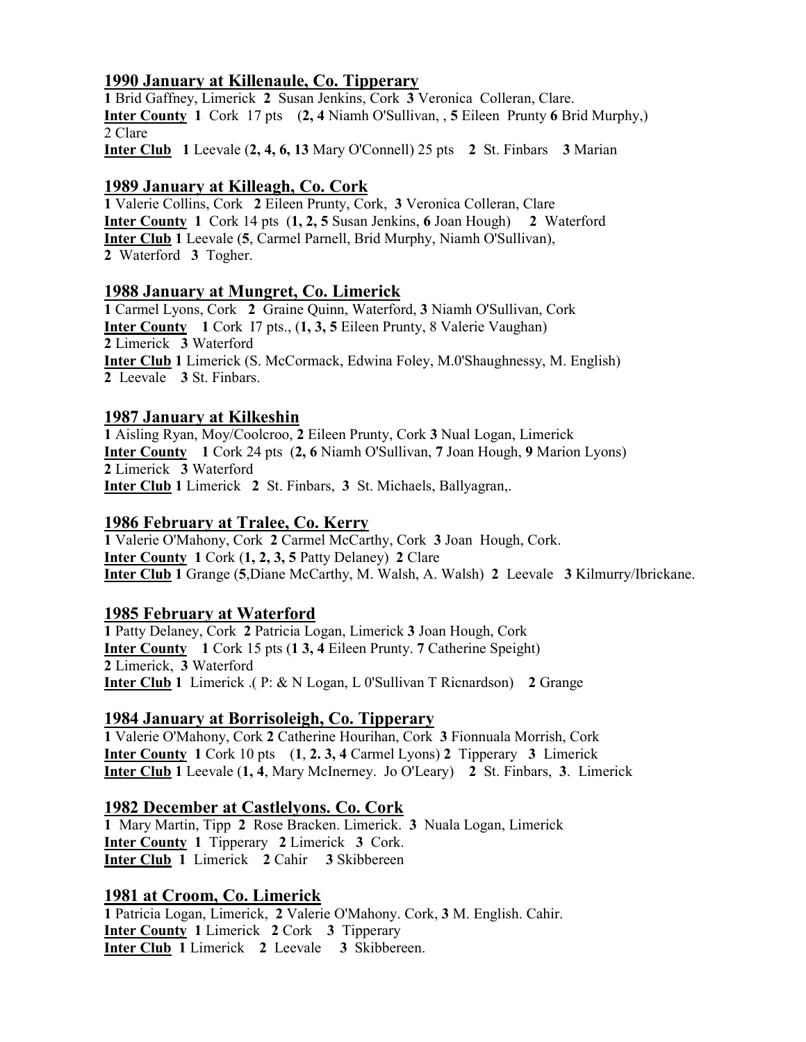## 1990 January at Killenaule, Co. Tipperary

**1** Brid Gaffney, Limerick **2** Susan Jenkins, Cork **3** Veronica Colleran, Clare.
**Inter County** **1** Cork 17 pts (**2, 4** Niamh O'Sullivan, , **5** Eileen Prunty **6** Brid Murphy,)
2 Clare
**Inter Club** **1** Leevale (**2, 4, 6, 13** Mary O'Connell) 25 pts **2** St. Finbars **3** Marian

## 1989 January at Killeagh, Co. Cork

**1** Valerie Collins, Cork **2** Eileen Prunty, Cork, **3** Veronica Colleran, Clare
**Inter County** **1** Cork 14 pts (**1, 2, 5** Susan Jenkins, **6** Joan Hough) **2** Waterford
**Inter Club** **1** Leevale (**5**, Carmel Parnell, Brid Murphy, Niamh O'Sullivan),
**2** Waterford **3** Togher.

## 1988 January at Mungret, Co. Limerick

**1** Carmel Lyons, Cork **2** Graine Quinn, Waterford, **3** Niamh O'Sullivan, Cork
**Inter County** **1** Cork I7 pts., (**1, 3, 5** Eileen Prunty, 8 Valerie Vaughan)
**2** Limerick **3** Waterford
**Inter Club** **1** Limerick (S. McCormack, Edwina Foley, M.0'Shaughnessy, M. English)
**2** Leevale **3** St. Finbars.

## 1987 January at Kilkeshin

**1** Aisling Ryan, Moy/Coolcroo, **2** Eileen Prunty, Cork **3** Nual Logan, Limerick
**Inter County** **1** Cork 24 pts (**2, 6** Niamh O'Sullivan, **7** Joan Hough, **9** Marion Lyons)
**2** Limerick **3** Waterford
**Inter Club** **1** Limerick **2** St. Finbars, **3** St. Michaels, Ballyagran,.

## 1986 February at Tralee, Co. Kerry

**1** Valerie O'Mahony, Cork **2** Carmel McCarthy, Cork **3** Joan Hough, Cork.
**Inter County** **1** Cork (**1, 2, 3, 5** Patty Delaney) **2** Clare
**Inter Club** **1** Grange (**5**,Diane McCarthy, M. Walsh, A. Walsh) **2** Leevale **3** Kilmurry/Ibrickane.

## 1985 February at Waterford

**1** Patty Delaney, Cork **2** Patricia Logan, Limerick **3** Joan Hough, Cork
**Inter County** **1** Cork 15 pts (**1 3, 4** Eileen Prunty. **7** Catherine Speight)
**2** Limerick, **3** Waterford
**Inter Club** **1** Limerick .( P: & N Logan, L 0'Sullivan T Ricnardson) **2** Grange

## 1984 January at Borrisoleigh, Co. Tipperary

**1** Valerie O'Mahony, Cork **2** Catherine Hourihan, Cork **3** Fionnuala Morrish, Cork
**Inter County** **1** Cork 10 pts (**1**, **2. 3, 4** Carmel Lyons) **2** Tipperary **3** Limerick
**Inter Club** **1** Leevale (**1, 4**, Mary McInerney. Jo O'Leary) **2** St. Finbars, **3**. Limerick

## 1982 December at Castlelyons. Co. Cork

**1** Mary Martin, Tipp **2** Rose Bracken. Limerick. **3** Nuala Logan, Limerick
**Inter County** **1** Tipperary **2** Limerick **3** Cork.
**Inter Club** **1** Limerick **2** Cahir **3** Skibbereen

## 1981 at Croom, Co. Limerick

**1** Patricia Logan, Limerick, **2** Valerie O'Mahony. Cork, **3** M. English. Cahir.
**Inter County** **1** Limerick **2** Cork **3** Tipperary
**Inter Club** **1** Limerick **2** Leevale **3** Skibbereen.